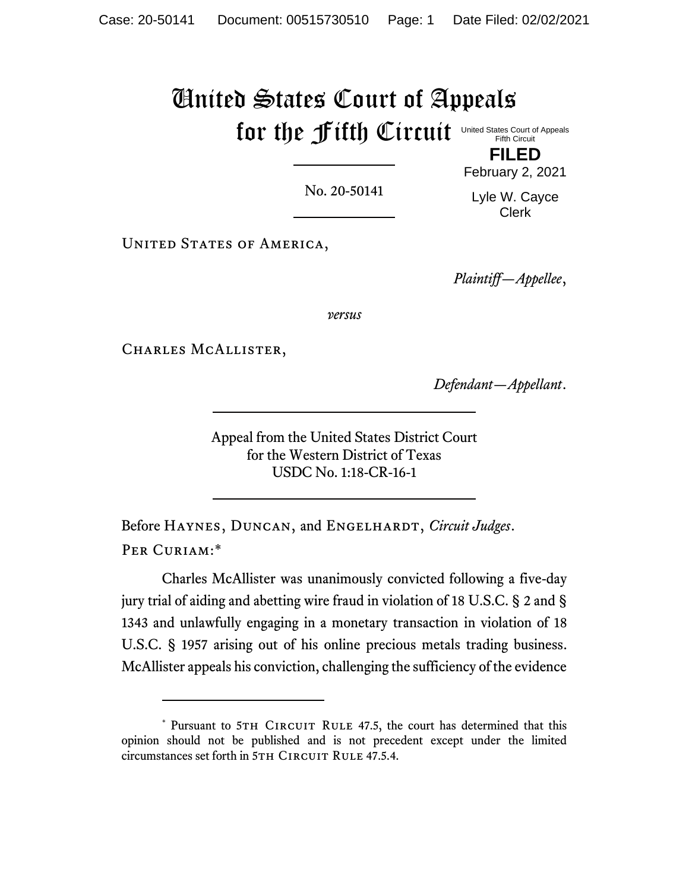# United States Court of Appeals for the Fifth Circuit

United States Court of Appeals
Fifth Circuit

**FILED**

February 2, 2021

Lyle W. Cayce
Clerk

No. 20-50141

United States of America,

*Plaintiff—Appellee*,

*versus*

Charles McAllister,

*Defendant—Appellant*.

Appeal from the United States District Court
for the Western District of Texas
USDC No. 1:18-CR-16-1

Before Haynes, Duncan, and Engelhardt, *Circuit Judges*.

Per Curiam:*

Charles McAllister was unanimously convicted following a five-day jury trial of aiding and abetting wire fraud in violation of 18 U.S.C. § 2 and § 1343 and unlawfully engaging in a monetary transaction in violation of 18 U.S.C. § 1957 arising out of his online precious metals trading business. McAllister appeals his conviction, challenging the sufficiency of the evidence

---

\* Pursuant to 5th Circuit Rule 47.5, the court has determined that this opinion should not be published and is not precedent except under the limited circumstances set forth in 5th Circuit Rule 47.5.4.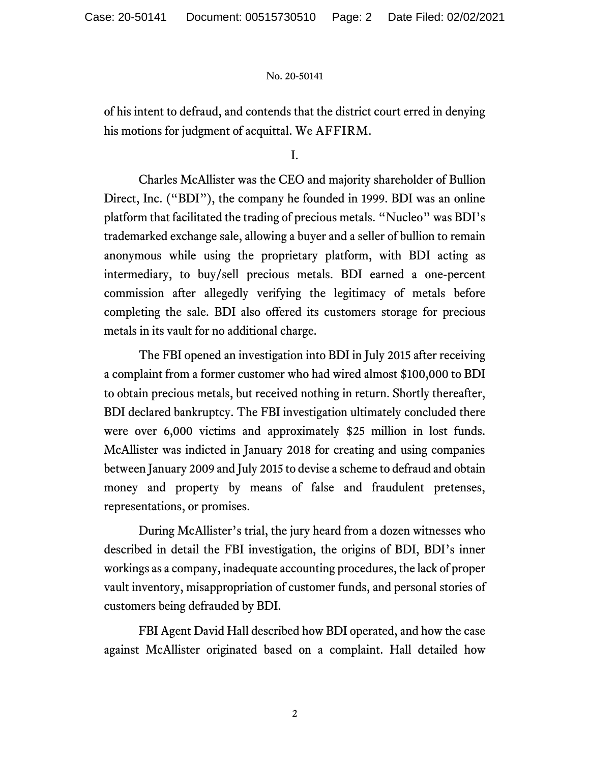of his intent to defraud, and contends that the district court erred in denying his motions for judgment of acquittal. We AFFIRM.

I.

Charles McAllister was the CEO and majority shareholder of Bullion Direct, Inc. ("BDI"), the company he founded in 1999. BDI was an online platform that facilitated the trading of precious metals. "Nucleo" was BDI's trademarked exchange sale, allowing a buyer and a seller of bullion to remain anonymous while using the proprietary platform, with BDI acting as intermediary, to buy/sell precious metals. BDI earned a one-percent commission after allegedly verifying the legitimacy of metals before completing the sale. BDI also offered its customers storage for precious metals in its vault for no additional charge.

The FBI opened an investigation into BDI in July 2015 after receiving a complaint from a former customer who had wired almost $100,000 to BDI to obtain precious metals, but received nothing in return. Shortly thereafter, BDI declared bankruptcy. The FBI investigation ultimately concluded there were over 6,000 victims and approximately $25 million in lost funds. McAllister was indicted in January 2018 for creating and using companies between January 2009 and July 2015 to devise a scheme to defraud and obtain money and property by means of false and fraudulent pretenses, representations, or promises.

During McAllister's trial, the jury heard from a dozen witnesses who described in detail the FBI investigation, the origins of BDI, BDI's inner workings as a company, inadequate accounting procedures, the lack of proper vault inventory, misappropriation of customer funds, and personal stories of customers being defrauded by BDI.

FBI Agent David Hall described how BDI operated, and how the case against McAllister originated based on a complaint. Hall detailed how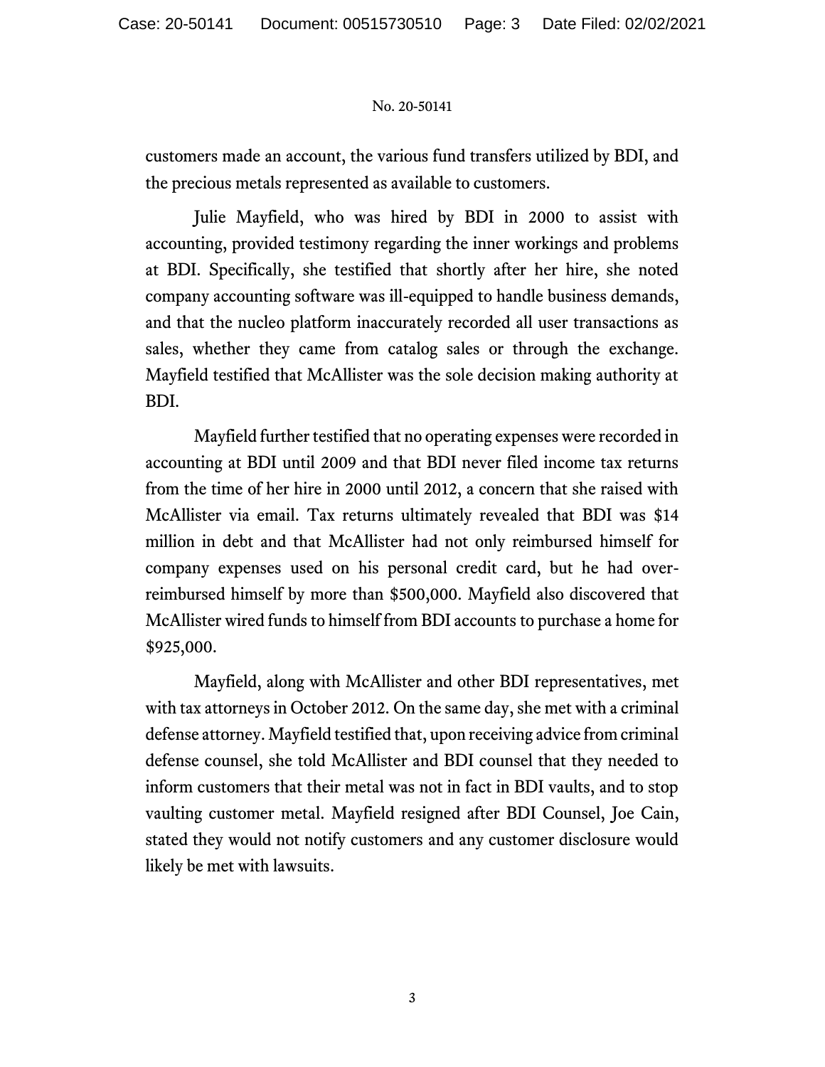customers made an account, the various fund transfers utilized by BDI, and the precious metals represented as available to customers.

Julie Mayfield, who was hired by BDI in 2000 to assist with accounting, provided testimony regarding the inner workings and problems at BDI. Specifically, she testified that shortly after her hire, she noted company accounting software was ill-equipped to handle business demands, and that the nucleo platform inaccurately recorded all user transactions as sales, whether they came from catalog sales or through the exchange. Mayfield testified that McAllister was the sole decision making authority at BDI.

Mayfield further testified that no operating expenses were recorded in accounting at BDI until 2009 and that BDI never filed income tax returns from the time of her hire in 2000 until 2012, a concern that she raised with McAllister via email. Tax returns ultimately revealed that BDI was $14 million in debt and that McAllister had not only reimbursed himself for company expenses used on his personal credit card, but he had over-reimbursed himself by more than $500,000. Mayfield also discovered that McAllister wired funds to himself from BDI accounts to purchase a home for $925,000.

Mayfield, along with McAllister and other BDI representatives, met with tax attorneys in October 2012. On the same day, she met with a criminal defense attorney. Mayfield testified that, upon receiving advice from criminal defense counsel, she told McAllister and BDI counsel that they needed to inform customers that their metal was not in fact in BDI vaults, and to stop vaulting customer metal. Mayfield resigned after BDI Counsel, Joe Cain, stated they would not notify customers and any customer disclosure would likely be met with lawsuits.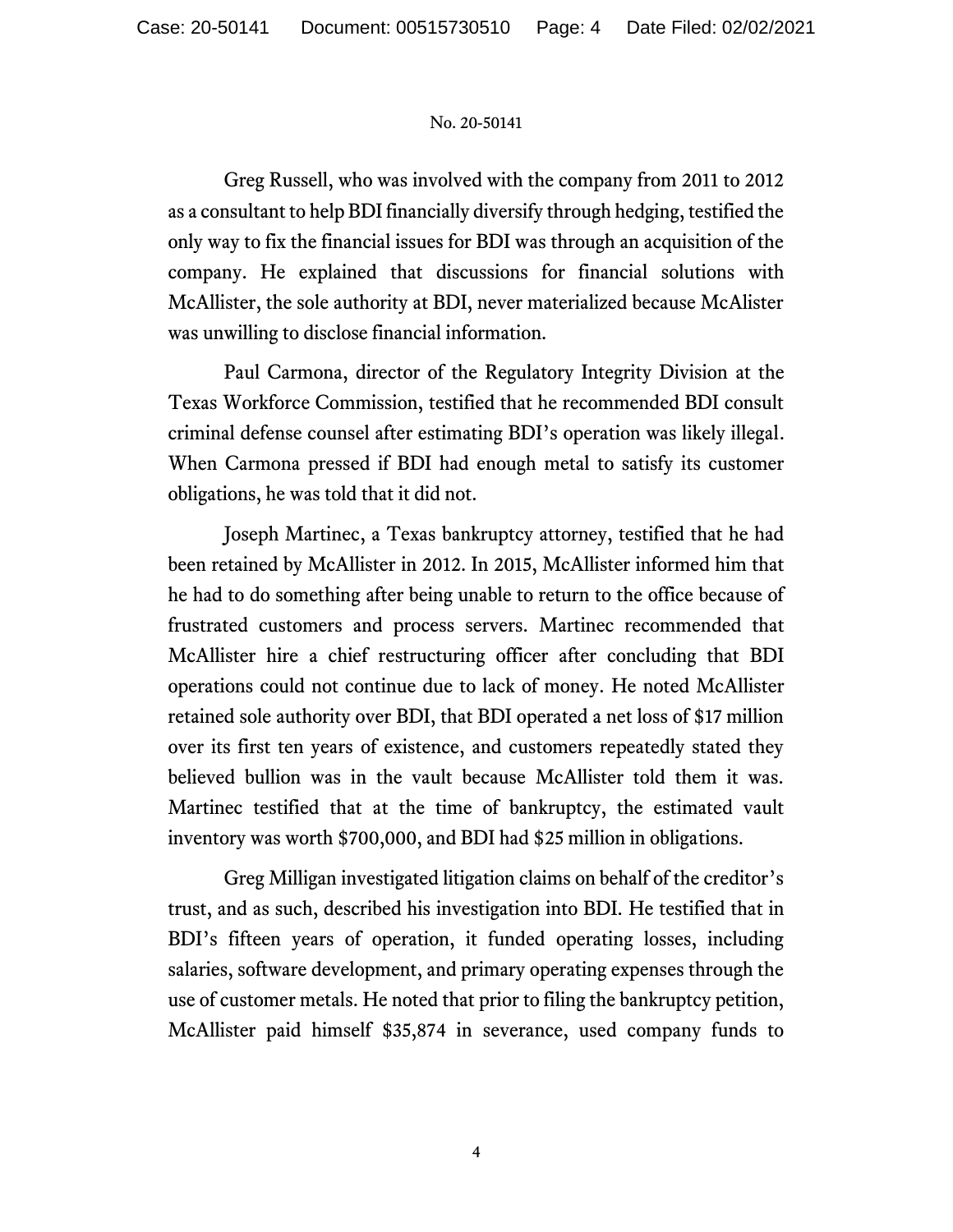Greg Russell, who was involved with the company from 2011 to 2012 as a consultant to help BDI financially diversify through hedging, testified the only way to fix the financial issues for BDI was through an acquisition of the company. He explained that discussions for financial solutions with McAllister, the sole authority at BDI, never materialized because McAlister was unwilling to disclose financial information.

Paul Carmona, director of the Regulatory Integrity Division at the Texas Workforce Commission, testified that he recommended BDI consult criminal defense counsel after estimating BDI's operation was likely illegal. When Carmona pressed if BDI had enough metal to satisfy its customer obligations, he was told that it did not.

Joseph Martinec, a Texas bankruptcy attorney, testified that he had been retained by McAllister in 2012. In 2015, McAllister informed him that he had to do something after being unable to return to the office because of frustrated customers and process servers. Martinec recommended that McAllister hire a chief restructuring officer after concluding that BDI operations could not continue due to lack of money. He noted McAllister retained sole authority over BDI, that BDI operated a net loss of $17 million over its first ten years of existence, and customers repeatedly stated they believed bullion was in the vault because McAllister told them it was. Martinec testified that at the time of bankruptcy, the estimated vault inventory was worth $700,000, and BDI had $25 million in obligations.

Greg Milligan investigated litigation claims on behalf of the creditor's trust, and as such, described his investigation into BDI. He testified that in BDI's fifteen years of operation, it funded operating losses, including salaries, software development, and primary operating expenses through the use of customer metals. He noted that prior to filing the bankruptcy petition, McAllister paid himself $35,874 in severance, used company funds to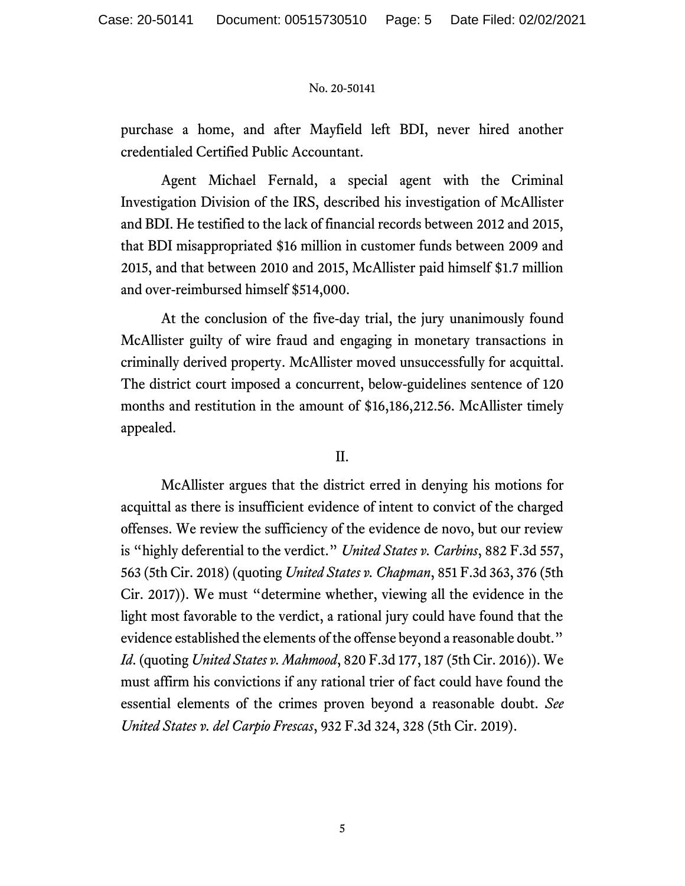purchase a home, and after Mayfield left BDI, never hired another credentialed Certified Public Accountant.

Agent Michael Fernald, a special agent with the Criminal Investigation Division of the IRS, described his investigation of McAllister and BDI. He testified to the lack of financial records between 2012 and 2015, that BDI misappropriated $16 million in customer funds between 2009 and 2015, and that between 2010 and 2015, McAllister paid himself $1.7 million and over-reimbursed himself $514,000.

At the conclusion of the five-day trial, the jury unanimously found McAllister guilty of wire fraud and engaging in monetary transactions in criminally derived property. McAllister moved unsuccessfully for acquittal. The district court imposed a concurrent, below-guidelines sentence of 120 months and restitution in the amount of $16,186,212.56. McAllister timely appealed.

II.

McAllister argues that the district erred in denying his motions for acquittal as there is insufficient evidence of intent to convict of the charged offenses. We review the sufficiency of the evidence de novo, but our review is "highly deferential to the verdict." *United States v. Carbins*, 882 F.3d 557, 563 (5th Cir. 2018) (quoting *United States v. Chapman*, 851 F.3d 363, 376 (5th Cir. 2017)). We must "determine whether, viewing all the evidence in the light most favorable to the verdict, a rational jury could have found that the evidence established the elements of the offense beyond a reasonable doubt." *Id.* (quoting *United States v. Mahmood*, 820 F.3d 177, 187 (5th Cir. 2016)). We must affirm his convictions if any rational trier of fact could have found the essential elements of the crimes proven beyond a reasonable doubt. *See United States v. del Carpio Frescas*, 932 F.3d 324, 328 (5th Cir. 2019).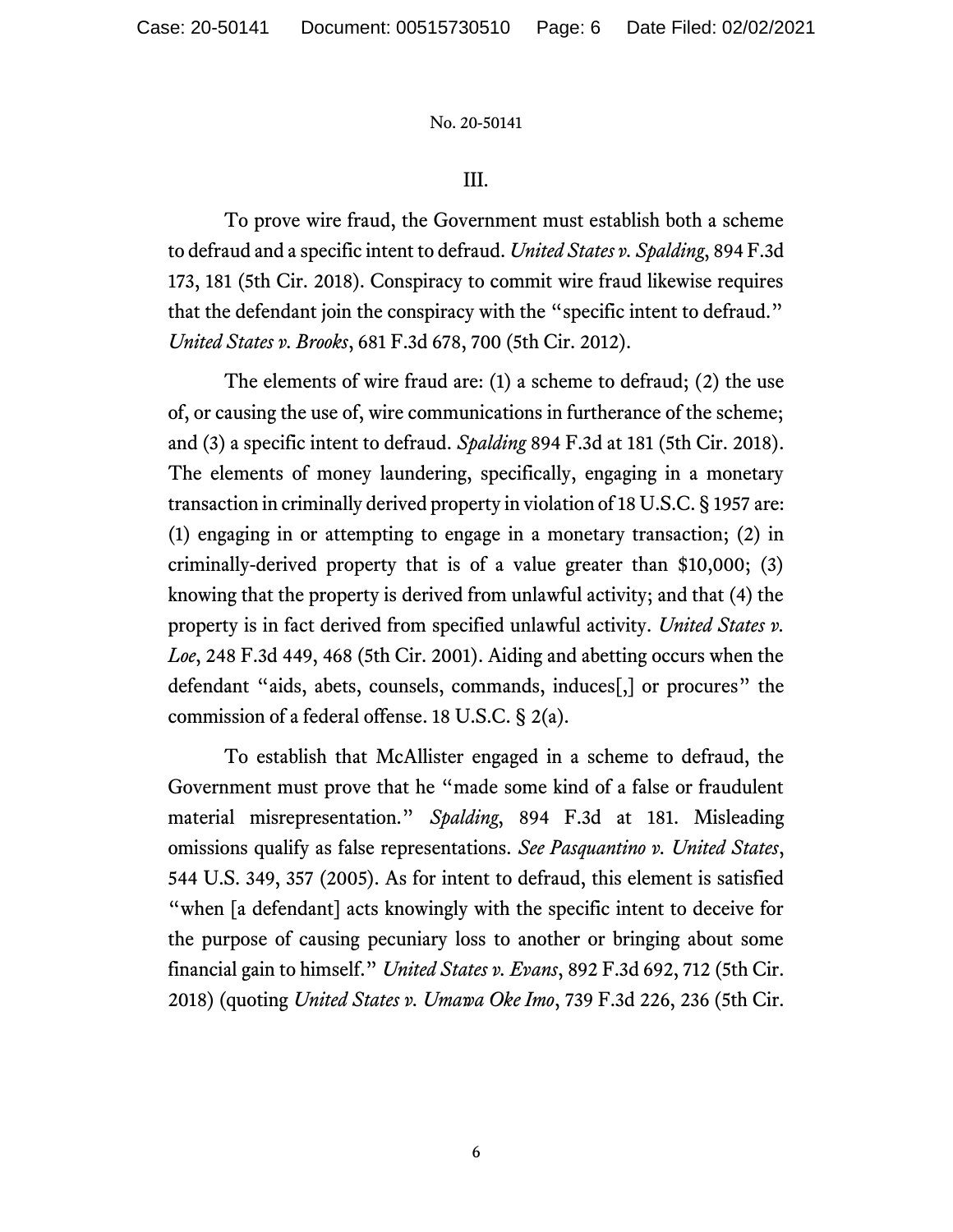III.

To prove wire fraud, the Government must establish both a scheme to defraud and a specific intent to defraud. *United States v. Spalding*, 894 F.3d 173, 181 (5th Cir. 2018). Conspiracy to commit wire fraud likewise requires that the defendant join the conspiracy with the "specific intent to defraud." *United States v. Brooks*, 681 F.3d 678, 700 (5th Cir. 2012).

The elements of wire fraud are: (1) a scheme to defraud; (2) the use of, or causing the use of, wire communications in furtherance of the scheme; and (3) a specific intent to defraud. *Spalding* 894 F.3d at 181 (5th Cir. 2018). The elements of money laundering, specifically, engaging in a monetary transaction in criminally derived property in violation of 18 U.S.C. § 1957 are: (1) engaging in or attempting to engage in a monetary transaction; (2) in criminally-derived property that is of a value greater than $10,000; (3) knowing that the property is derived from unlawful activity; and that (4) the property is in fact derived from specified unlawful activity. *United States v. Loe*, 248 F.3d 449, 468 (5th Cir. 2001). Aiding and abetting occurs when the defendant "aids, abets, counsels, commands, induces[,] or procures" the commission of a federal offense. 18 U.S.C. § 2(a).

To establish that McAllister engaged in a scheme to defraud, the Government must prove that he "made some kind of a false or fraudulent material misrepresentation." *Spalding*, 894 F.3d at 181. Misleading omissions qualify as false representations. *See Pasquantino v. United States*, 544 U.S. 349, 357 (2005). As for intent to defraud, this element is satisfied "when [a defendant] acts knowingly with the specific intent to deceive for the purpose of causing pecuniary loss to another or bringing about some financial gain to himself." *United States v. Evans*, 892 F.3d 692, 712 (5th Cir. 2018) (quoting *United States v. Umawa Oke Imo*, 739 F.3d 226, 236 (5th Cir.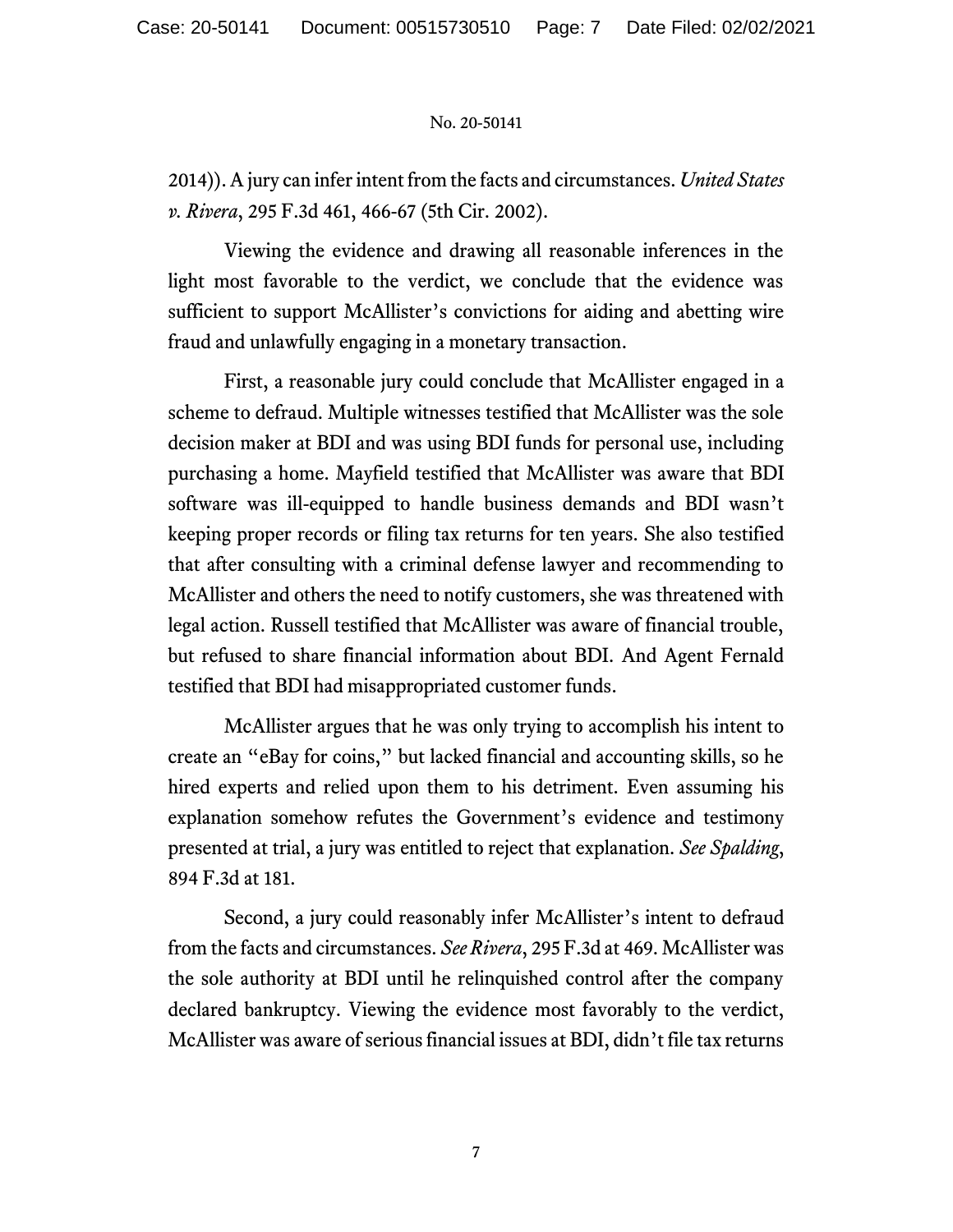2014)). A jury can infer intent from the facts and circumstances. *United States v. Rivera*, 295 F.3d 461, 466-67 (5th Cir. 2002).

Viewing the evidence and drawing all reasonable inferences in the light most favorable to the verdict, we conclude that the evidence was sufficient to support McAllister's convictions for aiding and abetting wire fraud and unlawfully engaging in a monetary transaction.

First, a reasonable jury could conclude that McAllister engaged in a scheme to defraud. Multiple witnesses testified that McAllister was the sole decision maker at BDI and was using BDI funds for personal use, including purchasing a home. Mayfield testified that McAllister was aware that BDI software was ill-equipped to handle business demands and BDI wasn't keeping proper records or filing tax returns for ten years. She also testified that after consulting with a criminal defense lawyer and recommending to McAllister and others the need to notify customers, she was threatened with legal action. Russell testified that McAllister was aware of financial trouble, but refused to share financial information about BDI. And Agent Fernald testified that BDI had misappropriated customer funds.

McAllister argues that he was only trying to accomplish his intent to create an "eBay for coins," but lacked financial and accounting skills, so he hired experts and relied upon them to his detriment. Even assuming his explanation somehow refutes the Government's evidence and testimony presented at trial, a jury was entitled to reject that explanation. *See Spalding*, 894 F.3d at 181.

Second, a jury could reasonably infer McAllister's intent to defraud from the facts and circumstances. *See Rivera*, 295 F.3d at 469. McAllister was the sole authority at BDI until he relinquished control after the company declared bankruptcy. Viewing the evidence most favorably to the verdict, McAllister was aware of serious financial issues at BDI, didn't file tax returns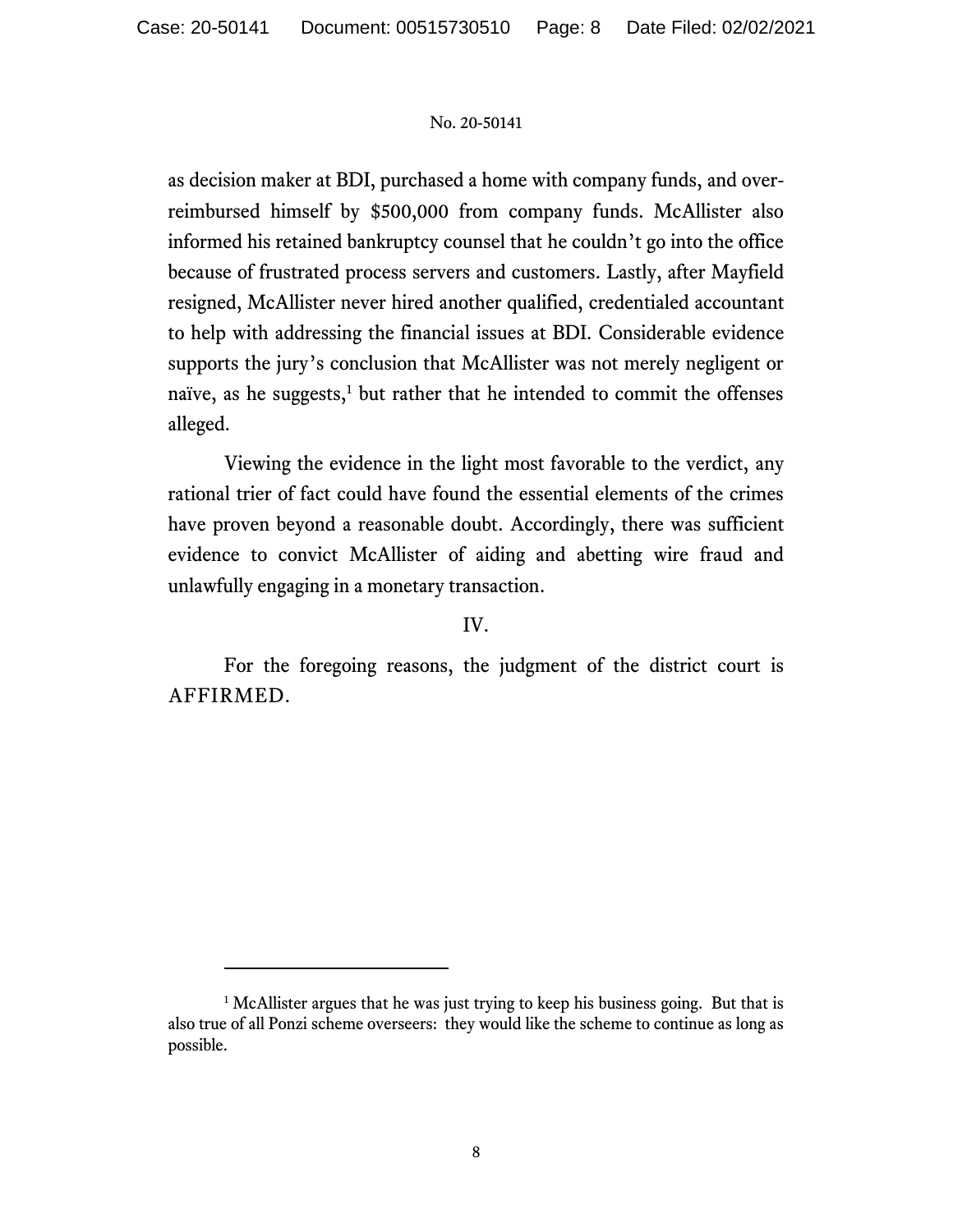as decision maker at BDI, purchased a home with company funds, and over-reimbursed himself by $500,000 from company funds. McAllister also informed his retained bankruptcy counsel that he couldn't go into the office because of frustrated process servers and customers. Lastly, after Mayfield resigned, McAllister never hired another qualified, credentialed accountant to help with addressing the financial issues at BDI. Considerable evidence supports the jury's conclusion that McAllister was not merely negligent or naïve, as he suggests,[1] but rather that he intended to commit the offenses alleged.

Viewing the evidence in the light most favorable to the verdict, any rational trier of fact could have found the essential elements of the crimes have proven beyond a reasonable doubt. Accordingly, there was sufficient evidence to convict McAllister of aiding and abetting wire fraud and unlawfully engaging in a monetary transaction.

## IV.

For the foregoing reasons, the judgment of the district court is AFFIRMED.

---

[1] McAllister argues that he was just trying to keep his business going. But that is also true of all Ponzi scheme overseers: they would like the scheme to continue as long as possible.